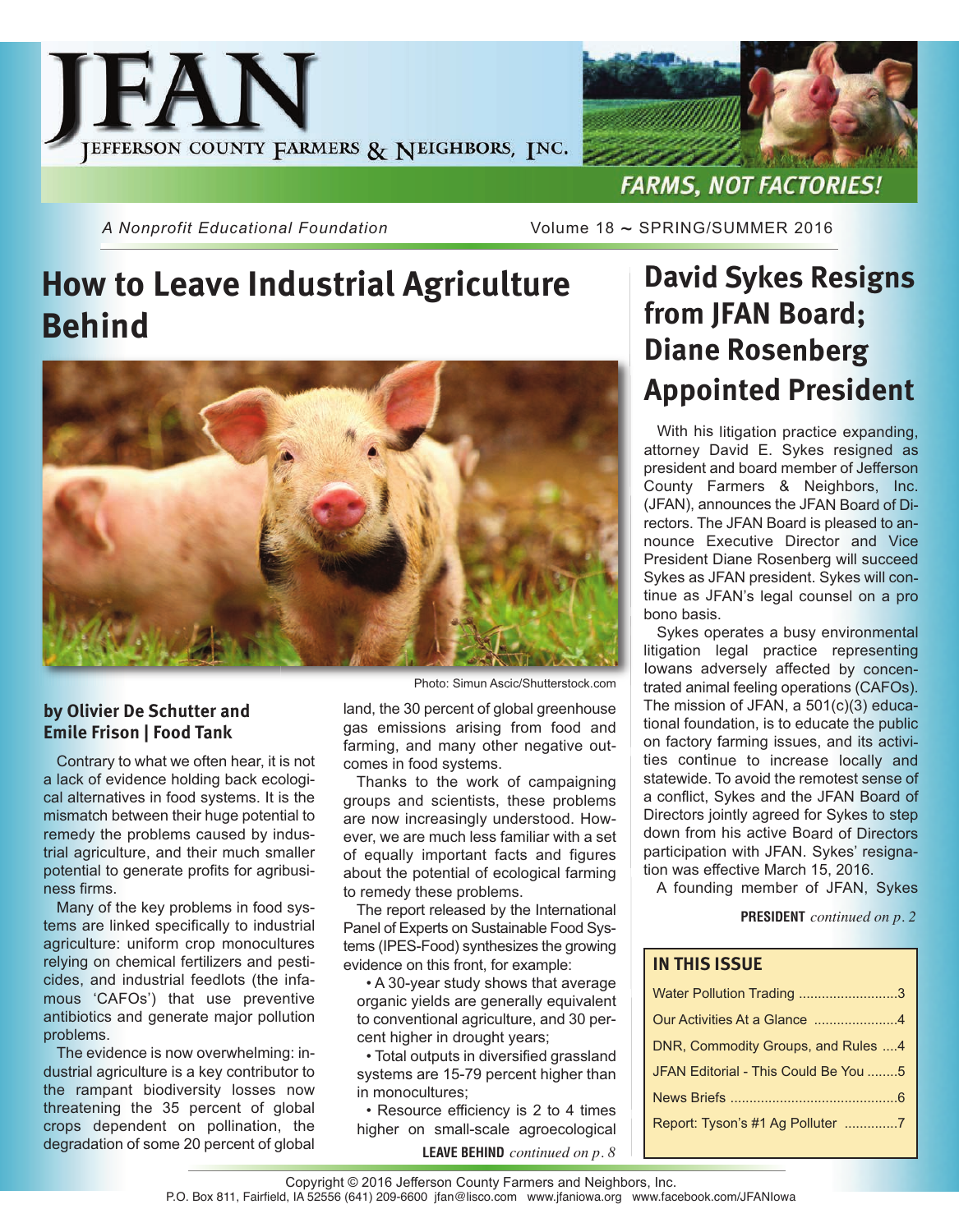# JFAN

JEFFERSON COUNTY FARMERS & NEIGHBORS, INC.

**FARMS, NOT FACTORIES!**

*A Nonprofit Educational Foundation*

Volume 18 ~ SPRING/SUMMER 2016

## How to Leave Industrial Agriculture Behind

Photo: Simun Ascic/Shutterstock.com

**by Olivier De Schutter and Emile Frison | Food Tank**

Contrary to what we often hear, it is not a lack of evidence holding back ecological alternatives in food systems. It is the mismatch between their huge potential to remedy the problems caused by industrial agriculture, and their much smaller potential to generate profits for agribusiness firms.

Many of the key problems in food systems are linked specifically to industrial agriculture: uniform crop monocultures relying on chemical fertilizers and pesticides, and industrial feedlots (the infamous 'CAFOs') that use preventive antibiotics and generate major pollution problems.

The evidence is now overwhelming: industrial agriculture is a key contributor to the rampant biodiversity losses now threatening the 35 percent of global crops dependent on pollination, the degradation of some 20 percent of global land, the 30 percent of global greenhouse gas emissions arising from food and farming, and many other negative outcomes in food systems.

Thanks to the work of campaigning groups and scientists, these problems are now increasingly understood. However, we are much less familiar with a set of equally important facts and figures about the potential of ecological farming to remedy these problems.

The report released by the International Panel of Experts on Sustainable Food Systems (IPES-Food) synthesizes the growing evidence on this front, for example:

- A 30-year study shows that average organic yields are generally equivalent to conventional agriculture, and 30 percent higher in drought years;
- Total outputs in diversified grassland systems are 15-79 percent higher than in monocultures;
- Resource efficiency is 2 to 4 times higher on small-scale agroecological

**LEAVE BEHIND** *continued on p. 8*

## David Sykes Resigns from JFAN Board; Diane Rosenberg Appointed President

With his litigation practice expanding, attorney David E. Sykes resigned as president and board member of Jefferson County Farmers & Neighbors, Inc. (JFAN), announces the JFAN Board of Directors. The JFAN Board is pleased to announce Executive Director and Vice President Diane Rosenberg will succeed Sykes as JFAN president. Sykes will continue as JFAN's legal counsel on a pro bono basis.

Sykes operates a busy environmental litigation legal practice representing Iowans adversely affected by concentrated animal feeling operations (CAFOs). The mission of JFAN, a 501(c)(3) educational foundation, is to educate the public on factory farming issues, and its activities continue to increase locally and statewide. To avoid the remotest sense of a conflict, Sykes and the JFAN Board of Directors jointly agreed for Sykes to step down from his active Board of Directors participation with JFAN. Sykes' resignation was effective March 15, 2016.

A founding member of JFAN, Sykes

**PRESIDENT** *continued on p. 2*

### IN THIS ISSUE

| | |
|---|---|
| Water Pollution Trading | 3 |
| Our Activities At a Glance | 4 |
| DNR, Commodity Groups, and Rules | 4 |
| JFAN Editorial - This Could Be You | 5 |
| News Briefs | 6 |
| Report: Tyson's #1 Ag Polluter | 7 |

Copyright © 2016 Jefferson County Farmers and Neighbors, Inc.
P.O. Box 811, Fairfield, IA 52556 (641) 209-6600 jfan@lisco.com www.jfaniowa.org www.facebook.com/JFANIowa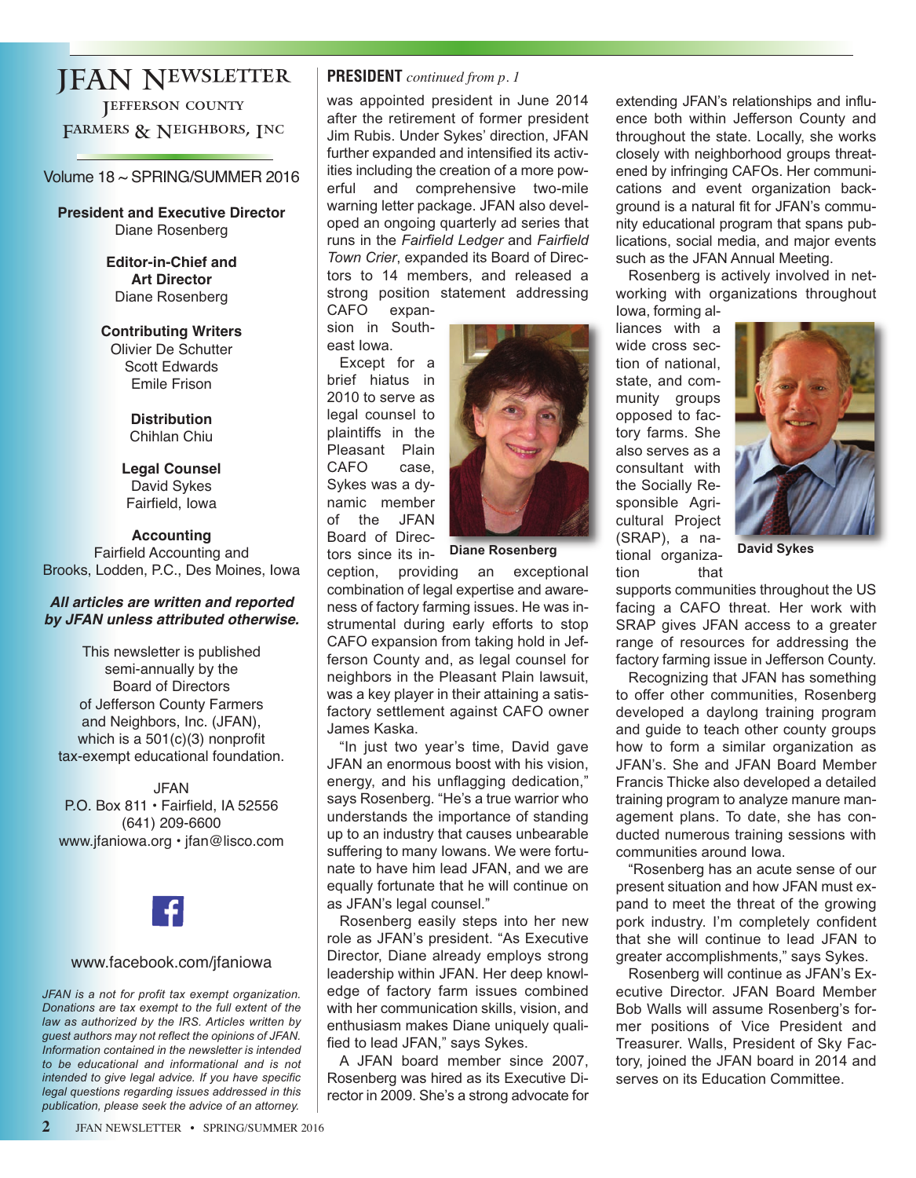# JFAN Newsletter

**Jefferson County Farmers & Neighbors, Inc**

Volume 18 ~ SPRING/SUMMER 2016

**President and Executive Director**
Diane Rosenberg

**Editor-in-Chief and Art Director**
Diane Rosenberg

**Contributing Writers**
Olivier De Schutter
Scott Edwards
Emile Frison

**Distribution**
Chihlan Chiu

**Legal Counsel**
David Sykes
Fairfield, Iowa

**Accounting**
Fairfield Accounting and
Brooks, Lodden, P.C., Des Moines, Iowa

***All articles are written and reported by JFAN unless attributed otherwise.***

This newsletter is published semi-annually by the Board of Directors of Jefferson County Farmers and Neighbors, Inc. (JFAN), which is a 501(c)(3) nonprofit tax-exempt educational foundation.

JFAN
P.O. Box 811 • Fairfield, IA 52556
(641) 209-6600
www.jfaniowa.org • jfan@lisco.com

www.facebook.com/jfaniowa

*JFAN is a not for profit tax exempt organization. Donations are tax exempt to the full extent of the law as authorized by the IRS. Articles written by guest authors may not reflect the opinions of JFAN. Information contained in the newsletter is intended to be educational and informational and is not intended to give legal advice. If you have specific legal questions regarding issues addressed in this publication, please seek the advice of an attorney.*

---

**PRESIDENT** *continued from p. 1*

was appointed president in June 2014 after the retirement of former president Jim Rubis. Under Sykes' direction, JFAN further expanded and intensified its activities including the creation of a more powerful and comprehensive two-mile warning letter package. JFAN also developed an ongoing quarterly ad series that runs in the *Fairfield Ledger* and *Fairfield Town Crier*, expanded its Board of Directors to 14 members, and released a strong position statement addressing CAFO expansion in Southeast Iowa.

Except for a brief hiatus in 2010 to serve as legal counsel to plaintiffs in the Pleasant Plain CAFO case, Sykes was a dynamic member of the JFAN Board of Directors since its inception, providing an exceptional combination of legal expertise and awareness of factory farming issues. He was instrumental during early efforts to stop CAFO expansion from taking hold in Jefferson County and, as legal counsel for neighbors in the Pleasant Plain lawsuit, was a key player in their attaining a satisfactory settlement against CAFO owner James Kaska.

Diane Rosenberg

"In just two year's time, David gave JFAN an enormous boost with his vision, energy, and his unflagging dedication," says Rosenberg. "He's a true warrior who understands the importance of standing up to an industry that causes unbearable suffering to many Iowans. We were fortunate to have him lead JFAN, and we are equally fortunate that he will continue on as JFAN's legal counsel."

Rosenberg easily steps into her new role as JFAN's president. "As Executive Director, Diane already employs strong leadership within JFAN. Her deep knowledge of factory farm issues combined with her communication skills, vision, and enthusiasm makes Diane uniquely qualified to lead JFAN," says Sykes.

A JFAN board member since 2007, Rosenberg was hired as its Executive Director in 2009. She's a strong advocate for extending JFAN's relationships and influence both within Jefferson County and throughout the state. Locally, she works closely with neighborhood groups threatened by infringing CAFOs. Her communications and event organization background is a natural fit for JFAN's community educational program that spans publications, social media, and major events such as the JFAN Annual Meeting.

Rosenberg is actively involved in networking with organizations throughout Iowa, forming alliances with a wide cross section of national, state, and community groups opposed to factory farms. She also serves as a consultant with the Socially Responsible Agricultural Project (SRAP), a national organization that supports communities throughout the US facing a CAFO threat. Her work with SRAP gives JFAN access to a greater range of resources for addressing the factory farming issue in Jefferson County.

David Sykes

Recognizing that JFAN has something to offer other communities, Rosenberg developed a daylong training program and guide to teach other county groups how to form a similar organization as JFAN's. She and JFAN Board Member Francis Thicke also developed a detailed training program to analyze manure management plans. To date, she has conducted numerous training sessions with communities around Iowa.

"Rosenberg has an acute sense of our present situation and how JFAN must expand to meet the threat of the growing pork industry. I'm completely confident that she will continue to lead JFAN to greater accomplishments," says Sykes.

Rosenberg will continue as JFAN's Executive Director. JFAN Board Member Bob Walls will assume Rosenberg's former positions of Vice President and Treasurer. Walls, President of Sky Factory, joined the JFAN board in 2014 and serves on its Education Committee.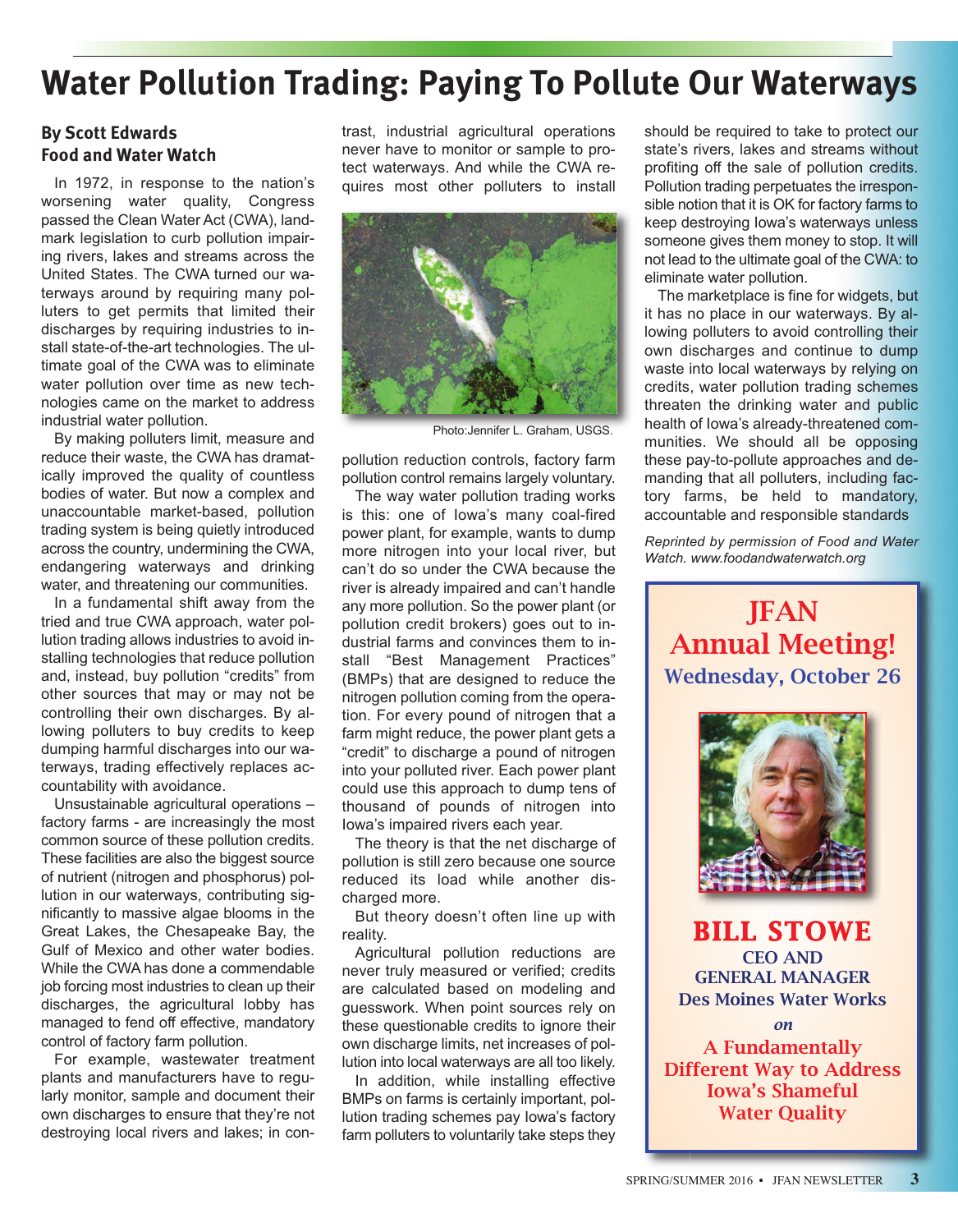# Water Pollution Trading: Paying To Pollute Our Waterways

**By Scott Edwards**
**Food and Water Watch**

In 1972, in response to the nation's worsening water quality, Congress passed the Clean Water Act (CWA), landmark legislation to curb pollution impairing rivers, lakes and streams across the United States. The CWA turned our waterways around by requiring many polluters to get permits that limited their discharges by requiring industries to install state-of-the-art technologies. The ultimate goal of the CWA was to eliminate water pollution over time as new technologies came on the market to address industrial water pollution.

By making polluters limit, measure and reduce their waste, the CWA has dramatically improved the quality of countless bodies of water. But now a complex and unaccountable market-based, pollution trading system is being quietly introduced across the country, undermining the CWA, endangering waterways and drinking water, and threatening our communities.

In a fundamental shift away from the tried and true CWA approach, water pollution trading allows industries to avoid installing technologies that reduce pollution and, instead, buy pollution "credits" from other sources that may or may not be controlling their own discharges. By allowing polluters to buy credits to keep dumping harmful discharges into our waterways, trading effectively replaces accountability with avoidance.

Unsustainable agricultural operations – factory farms - are increasingly the most common source of these pollution credits. These facilities are also the biggest source of nutrient (nitrogen and phosphorus) pollution in our waterways, contributing significantly to massive algae blooms in the Great Lakes, the Chesapeake Bay, the Gulf of Mexico and other water bodies. While the CWA has done a commendable job forcing most industries to clean up their discharges, the agricultural lobby has managed to fend off effective, mandatory control of factory farm pollution.

For example, wastewater treatment plants and manufacturers have to regularly monitor, sample and document their own discharges to ensure that they're not destroying local rivers and lakes; in contrast, industrial agricultural operations never have to monitor or sample to protect waterways. And while the CWA requires most other polluters to install pollution reduction controls, factory farm pollution control remains largely voluntary.

Photo:Jennifer L. Graham, USGS.

The way water pollution trading works is this: one of Iowa's many coal-fired power plant, for example, wants to dump more nitrogen into your local river, but can't do so under the CWA because the river is already impaired and can't handle any more pollution. So the power plant (or pollution credit brokers) goes out to industrial farms and convinces them to install "Best Management Practices" (BMPs) that are designed to reduce the nitrogen pollution coming from the operation. For every pound of nitrogen that a farm might reduce, the power plant gets a "credit" to discharge a pound of nitrogen into your polluted river. Each power plant could use this approach to dump tens of thousand of pounds of nitrogen into Iowa's impaired rivers each year.

The theory is that the net discharge of pollution is still zero because one source reduced its load while another discharged more.

But theory doesn't often line up with reality.

Agricultural pollution reductions are never truly measured or verified; credits are calculated based on modeling and guesswork. When point sources rely on these questionable credits to ignore their own discharge limits, net increases of pollution into local waterways are all too likely.

In addition, while installing effective BMPs on farms is certainly important, pollution trading schemes pay Iowa's factory farm polluters to voluntarily take steps they should be required to take to protect our state's rivers, lakes and streams without profiting off the sale of pollution credits. Pollution trading perpetuates the irresponsible notion that it is OK for factory farms to keep destroying Iowa's waterways unless someone gives them money to stop. It will not lead to the ultimate goal of the CWA: to eliminate water pollution.

The marketplace is fine for widgets, but it has no place in our waterways. By allowing polluters to avoid controlling their own discharges and continue to dump waste into local waterways by relying on credits, water pollution trading schemes threaten the drinking water and public health of Iowa's already-threatened communities. We should all be opposing these pay-to-pollute approaches and demanding that all polluters, including factory farms, be held to mandatory, accountable and responsible standards

*Reprinted by permission of Food and Water Watch. www.foodandwaterwatch.org*

---

## JFAN Annual Meeting!

**Wednesday, October 26**

**BILL STOWE**

**CEO AND GENERAL MANAGER**
**Des Moines Water Works**

*on*

**A Fundamentally Different Way to Address Iowa's Shameful Water Quality**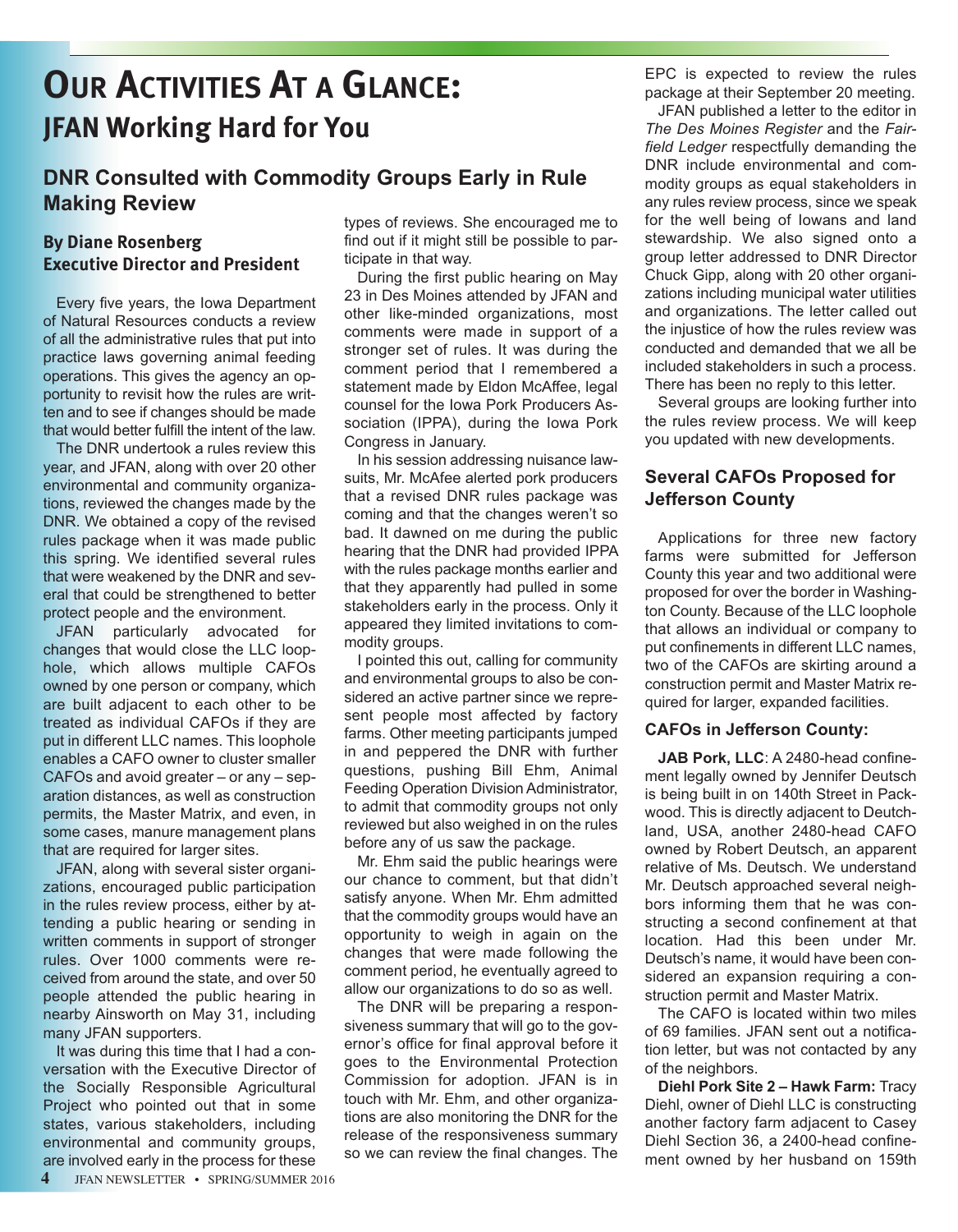# Our Activities At a Glance:
## JFAN Working Hard for You

### DNR Consulted with Commodity Groups Early in Rule Making Review

**By Diane Rosenberg**
**Executive Director and President**

Every five years, the Iowa Department of Natural Resources conducts a review of all the administrative rules that put into practice laws governing animal feeding operations. This gives the agency an opportunity to revisit how the rules are written and to see if changes should be made that would better fulfill the intent of the law.

The DNR undertook a rules review this year, and JFAN, along with over 20 other environmental and community organizations, reviewed the changes made by the DNR. We obtained a copy of the revised rules package when it was made public this spring. We identified several rules that were weakened by the DNR and several that could be strengthened to better protect people and the environment.

JFAN particularly advocated for changes that would close the LLC loophole, which allows multiple CAFOs owned by one person or company, which are built adjacent to each other to be treated as individual CAFOs if they are put in different LLC names. This loophole enables a CAFO owner to cluster smaller CAFOs and avoid greater – or any – separation distances, as well as construction permits, the Master Matrix, and even, in some cases, manure management plans that are required for larger sites.

JFAN, along with several sister organizations, encouraged public participation in the rules review process, either by attending a public hearing or sending in written comments in support of stronger rules. Over 1000 comments were received from around the state, and over 50 people attended the public hearing in nearby Ainsworth on May 31, including many JFAN supporters.

It was during this time that I had a conversation with the Executive Director of the Socially Responsible Agricultural Project who pointed out that in some states, various stakeholders, including environmental and community groups, are involved early in the process for these types of reviews. She encouraged me to find out if it might still be possible to participate in that way.

During the first public hearing on May 23 in Des Moines attended by JFAN and other like-minded organizations, most comments were made in support of a stronger set of rules. It was during the comment period that I remembered a statement made by Eldon McAffee, legal counsel for the Iowa Pork Producers Association (IPPA), during the Iowa Pork Congress in January.

In his session addressing nuisance lawsuits, Mr. McAfee alerted pork producers that a revised DNR rules package was coming and that the changes weren't so bad. It dawned on me during the public hearing that the DNR had provided IPPA with the rules package months earlier and that they apparently had pulled in some stakeholders early in the process. Only it appeared they limited invitations to commodity groups.

I pointed this out, calling for community and environmental groups to also be considered an active partner since we represent people most affected by factory farms. Other meeting participants jumped in and peppered the DNR with further questions, pushing Bill Ehm, Animal Feeding Operation Division Administrator, to admit that commodity groups not only reviewed but also weighed in on the rules before any of us saw the package.

Mr. Ehm said the public hearings were our chance to comment, but that didn't satisfy anyone. When Mr. Ehm admitted that the commodity groups would have an opportunity to weigh in again on the changes that were made following the comment period, he eventually agreed to allow our organizations to do so as well.

The DNR will be preparing a responsiveness summary that will go to the governor's office for final approval before it goes to the Environmental Protection Commission for adoption. JFAN is in touch with Mr. Ehm, and other organizations are also monitoring the DNR for the release of the responsiveness summary so we can review the final changes. The EPC is expected to review the rules package at their September 20 meeting.

JFAN published a letter to the editor in *The Des Moines Register* and the *Fairfield Ledger* respectfully demanding the DNR include environmental and commodity groups as equal stakeholders in any rules review process, since we speak for the well being of Iowans and land stewardship. We also signed onto a group letter addressed to DNR Director Chuck Gipp, along with 20 other organizations including municipal water utilities and organizations. The letter called out the injustice of how the rules review was conducted and demanded that we all be included stakeholders in such a process. There has been no reply to this letter.

Several groups are looking further into the rules review process. We will keep you updated with new developments.

### Several CAFOs Proposed for Jefferson County

Applications for three new factory farms were submitted for Jefferson County this year and two additional were proposed for over the border in Washington County. Because of the LLC loophole that allows an individual or company to put confinements in different LLC names, two of the CAFOs are skirting around a construction permit and Master Matrix required for larger, expanded facilities.

#### CAFOs in Jefferson County:

**JAB Pork, LLC**: A 2480-head confinement legally owned by Jennifer Deutsch is being built in on 140th Street in Packwood. This is directly adjacent to Deutchland, USA, another 2480-head CAFO owned by Robert Deutsch, an apparent relative of Ms. Deutsch. We understand Mr. Deutsch approached several neighbors informing them that he was constructing a second confinement at that location. Had this been under Mr. Deutsch's name, it would have been considered an expansion requiring a construction permit and Master Matrix.

The CAFO is located within two miles of 69 families. JFAN sent out a notification letter, but was not contacted by any of the neighbors.

**Diehl Pork Site 2 – Hawk Farm:** Tracy Diehl, owner of Diehl LLC is constructing another factory farm adjacent to Casey Diehl Section 36, a 2400-head confinement owned by her husband on 159th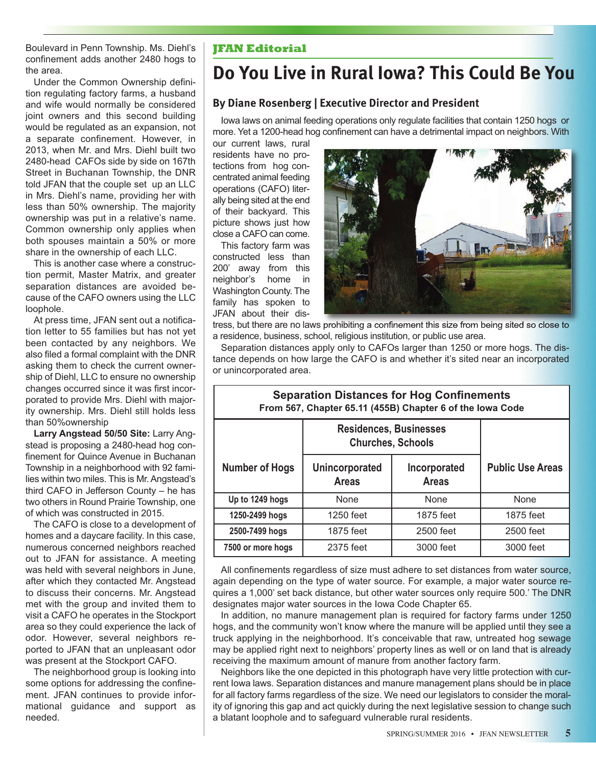Boulevard in Penn Township. Ms. Diehl's confinement adds another 2480 hogs to the area.

Under the Common Ownership definition regulating factory farms, a husband and wife would normally be considered joint owners and this second building would be regulated as an expansion, not a separate confinement. However, in 2013, when Mr. and Mrs. Diehl built two 2480-head CAFOs side by side on 167th Street in Buchanan Township, the DNR told JFAN that the couple set up an LLC in Mrs. Diehl's name, providing her with less than 50% ownership. The majority ownership was put in a relative's name. Common ownership only applies when both spouses maintain a 50% or more share in the ownership of each LLC.

This is another case where a construction permit, Master Matrix, and greater separation distances are avoided because of the CAFO owners using the LLC loophole.

At press time, JFAN sent out a notification letter to 55 families but has not yet been contacted by any neighbors. We also filed a formal complaint with the DNR asking them to check the current ownership of Diehl, LLC to ensure no ownership changes occurred since it was first incorporated to provide Mrs. Diehl with majority ownership. Mrs. Diehl still holds less than 50%ownership

**Larry Angstead 50/50 Site:** Larry Angstead is proposing a 2480-head hog confinement for Quince Avenue in Buchanan Township in a neighborhood with 92 families within two miles. This is Mr. Angstead's third CAFO in Jefferson County – he has two others in Round Prairie Township, one of which was constructed in 2015.

The CAFO is close to a development of homes and a daycare facility. In this case, numerous concerned neighbors reached out to JFAN for assistance. A meeting was held with several neighbors in June, after which they contacted Mr. Angstead to discuss their concerns. Mr. Angstead met with the group and invited them to visit a CAFO he operates in the Stockport area so they could experience the lack of odor. However, several neighbors reported to JFAN that an unpleasant odor was present at the Stockport CAFO.

The neighborhood group is looking into some options for addressing the confinement. JFAN continues to provide informational guidance and support as needed.

**JFAN Editorial**

# Do You Live in Rural Iowa? This Could Be You

### By Diane Rosenberg | Executive Director and President

Iowa laws on animal feeding operations only regulate facilities that contain 1250 hogs or more. Yet a 1200-head hog confinement can have a detrimental impact on neighbors. With our current laws, rural residents have no protections from hog concentrated animal feeding operations (CAFO) literally being sited at the end of their backyard. This picture shows just how close a CAFO can come.

This factory farm was constructed less than 200' away from this neighbor's home in Washington County. The family has spoken to JFAN about their distress, but there are no laws prohibiting a confinement this size from being sited so close to a residence, business, school, religious institution, or public use area.

Separation distances apply only to CAFOs larger than 1250 or more hogs. The distance depends on how large the CAFO is and whether it's sited near an incorporated or unincorporated area.

**Separation Distances for Hog Confinements**
From 567, Chapter 65.11 (455B) Chapter 6 of the Iowa Code

| Number of Hogs | Residences, Businesses Churches, Schools | | Public Use Areas |
|---|---|---|---|
| | Unincorporated Areas | Incorporated Areas | |
| Up to 1249 hogs | None | None | None |
| 1250-2499 hogs | 1250 feet | 1875 feet | 1875 feet |
| 2500-7499 hogs | 1875 feet | 2500 feet | 2500 feet |
| 7500 or more hogs | 2375 feet | 3000 feet | 3000 feet |

All confinements regardless of size must adhere to set distances from water source, again depending on the type of water source. For example, a major water source requires a 1,000' set back distance, but other water sources only require 500.' The DNR designates major water sources in the Iowa Code Chapter 65.

In addition, no manure management plan is required for factory farms under 1250 hogs, and the community won't know where the manure will be applied until they see a truck applying in the neighborhood. It's conceivable that raw, untreated hog sewage may be applied right next to neighbors' property lines as well or on land that is already receiving the maximum amount of manure from another factory farm.

Neighbors like the one depicted in this photograph have very little protection with current Iowa laws. Separation distances and manure management plans should be in place for all factory farms regardless of the size. We need our legislators to consider the morality of ignoring this gap and act quickly during the next legislative session to change such a blatant loophole and to safeguard vulnerable rural residents.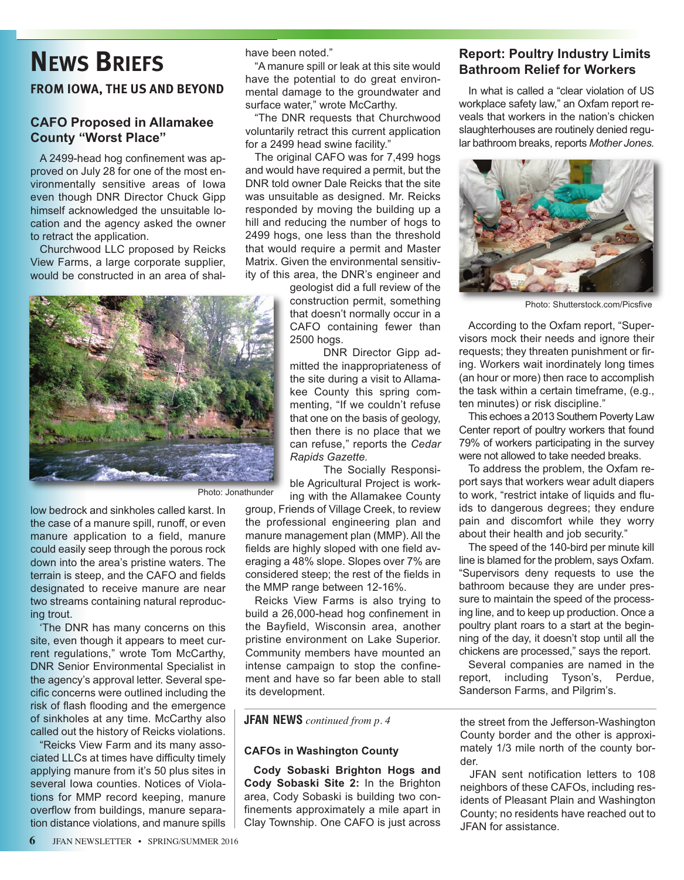# News Briefs

## From Iowa, the US and Beyond

### CAFO Proposed in Allamakee County "Worst Place"

A 2499-head hog confinement was approved on July 28 for one of the most environmentally sensitive areas of Iowa even though DNR Director Chuck Gipp himself acknowledged the unsuitable location and the agency asked the owner to retract the application.

Churchwood LLC proposed by Reicks View Farms, a large corporate supplier, would be constructed in an area of shallow bedrock and sinkholes called karst. In the case of a manure spill, runoff, or even manure application to a field, manure could easily seep through the porous rock down into the area's pristine waters. The terrain is steep, and the CAFO and fields designated to receive manure are near two streams containing natural reproducing trout.

Photo: Jonathunder

'The DNR has many concerns on this site, even though it appears to meet current regulations," wrote Tom McCarthy, DNR Senior Environmental Specialist in the agency's approval letter. Several specific concerns were outlined including the risk of flash flooding and the emergence of sinkholes at any time. McCarthy also called out the history of Reicks violations.

"Reicks View Farm and its many associated LLCs at times have difficulty timely applying manure from it's 50 plus sites in several Iowa counties. Notices of Violations for MMP record keeping, manure overflow from buildings, manure separation distance violations, and manure spills have been noted."

"A manure spill or leak at this site would have the potential to do great environmental damage to the groundwater and surface water," wrote McCarthy.

"The DNR requests that Churchwood voluntarily retract this current application for a 2499 head swine facility."

The original CAFO was for 7,499 hogs and would have required a permit, but the DNR told owner Dale Reicks that the site was unsuitable as designed. Mr. Reicks responded by moving the building up a hill and reducing the number of hogs to 2499 hogs, one less than the threshold that would require a permit and Master Matrix. Given the environmental sensitivity of this area, the DNR's engineer and geologist did a full review of the construction permit, something that doesn't normally occur in a CAFO containing fewer than 2500 hogs.

DNR Director Gipp admitted the inappropriateness of the site during a visit to Allamakee County this spring commenting, "If we couldn't refuse that one on the basis of geology, then there is no place that we can refuse," reports the *Cedar Rapids Gazette.*

The Socially Responsible Agricultural Project is working with the Allamakee County group, Friends of Village Creek, to review the professional engineering plan and manure management plan (MMP). All the fields are highly sloped with one field averaging a 48% slope. Slopes over 7% are considered steep; the rest of the fields in the MMP range between 12-16%.

Reicks View Farms is also trying to build a 26,000-head hog confinement in the Bayfield, Wisconsin area, another pristine environment on Lake Superior. Community members have mounted an intense campaign to stop the confinement and have so far been able to stall its development.

### Report: Poultry Industry Limits Bathroom Relief for Workers

In what is called a "clear violation of US workplace safety law," an Oxfam report reveals that workers in the nation's chicken slaughterhouses are routinely denied regular bathroom breaks, reports *Mother Jones.*

Photo: Shutterstock.com/Picsfive

According to the Oxfam report, "Supervisors mock their needs and ignore their requests; they threaten punishment or firing. Workers wait inordinately long times (an hour or more) then race to accomplish the task within a certain timeframe, (e.g., ten minutes) or risk discipline."

This echoes a 2013 Southern Poverty Law Center report of poultry workers that found 79% of workers participating in the survey were not allowed to take needed breaks.

To address the problem, the Oxfam report says that workers wear adult diapers to work, "restrict intake of liquids and fluids to dangerous degrees; they endure pain and discomfort while they worry about their health and job security."

The speed of the 140-bird per minute kill line is blamed for the problem, says Oxfam. "Supervisors deny requests to use the bathroom because they are under pressure to maintain the speed of the processing line, and to keep up production. Once a poultry plant roars to a start at the beginning of the day, it doesn't stop until all the chickens are processed," says the report.

Several companies are named in the report, including Tyson's, Perdue, Sanderson Farms, and Pilgrim's.

---

**JFAN NEWS** *continued from p. 4*

### CAFOs in Washington County

**Cody Sobaski Brighton Hogs and Cody Sobaski Site 2:** In the Brighton area, Cody Sobaski is building two confinements approximately a mile apart in Clay Township. One CAFO is just across the street from the Jefferson-Washington County border and the other is approximately 1/3 mile north of the county border.

JFAN sent notification letters to 108 neighbors of these CAFOs, including residents of Pleasant Plain and Washington County; no residents have reached out to JFAN for assistance.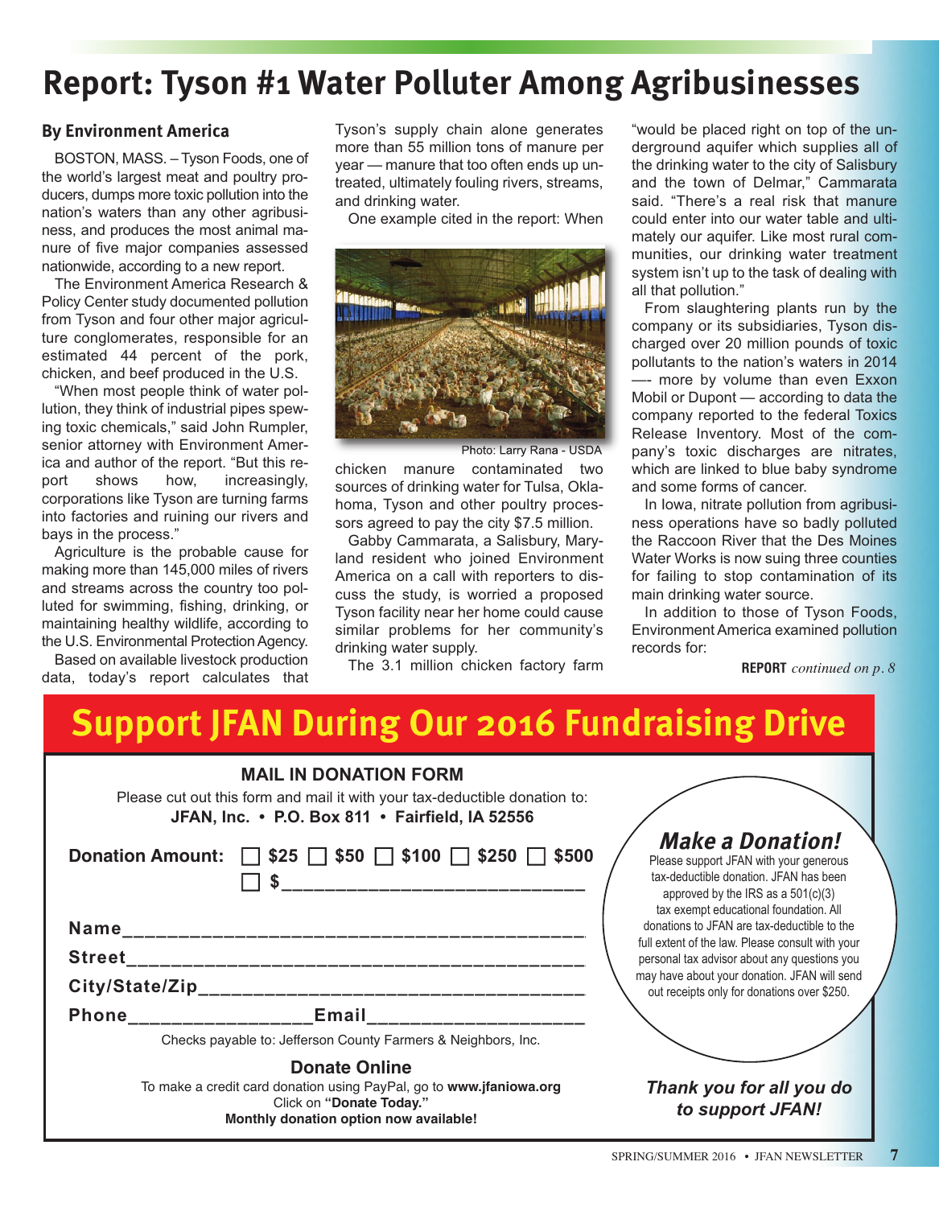# Report: Tyson #1 Water Polluter Among Agribusinesses

**By Environment America**

BOSTON, MASS. – Tyson Foods, one of the world's largest meat and poultry producers, dumps more toxic pollution into the nation's waters than any other agribusiness, and produces the most animal manure of five major companies assessed nationwide, according to a new report.

The Environment America Research & Policy Center study documented pollution from Tyson and four other major agriculture conglomerates, responsible for an estimated 44 percent of the pork, chicken, and beef produced in the U.S.

"When most people think of water pollution, they think of industrial pipes spewing toxic chemicals," said John Rumpler, senior attorney with Environment America and author of the report. "But this report shows how, increasingly, corporations like Tyson are turning farms into factories and ruining our rivers and bays in the process."

Agriculture is the probable cause for making more than 145,000 miles of rivers and streams across the country too polluted for swimming, fishing, drinking, or maintaining healthy wildlife, according to the U.S. Environmental Protection Agency.

Based on available livestock production data, today's report calculates that Tyson's supply chain alone generates more than 55 million tons of manure per year — manure that too often ends up untreated, ultimately fouling rivers, streams, and drinking water.

One example cited in the report: When chicken manure contaminated two sources of drinking water for Tulsa, Oklahoma, Tyson and other poultry processors agreed to pay the city $7.5 million.

Photo: Larry Rana - USDA

Gabby Cammarata, a Salisbury, Maryland resident who joined Environment America on a call with reporters to discuss the study, is worried a proposed Tyson facility near her home could cause similar problems for her community's drinking water supply.

The 3.1 million chicken factory farm "would be placed right on top of the underground aquifer which supplies all of the drinking water to the city of Salisbury and the town of Delmar," Cammarata said. "There's a real risk that manure could enter into our water table and ultimately our aquifer. Like most rural communities, our drinking water treatment system isn't up to the task of dealing with all that pollution."

From slaughtering plants run by the company or its subsidiaries, Tyson discharged over 20 million pounds of toxic pollutants to the nation's waters in 2014 —- more by volume than even Exxon Mobil or Dupont — according to data the company reported to the federal Toxics Release Inventory. Most of the company's toxic discharges are nitrates, which are linked to blue baby syndrome and some forms of cancer.

In Iowa, nitrate pollution from agribusiness operations have so badly polluted the Raccoon River that the Des Moines Water Works is now suing three counties for failing to stop contamination of its main drinking water source.

In addition to those of Tyson Foods, Environment America examined pollution records for:

**REPORT** *continued on p. 8*

# Support JFAN During Our 2016 Fundraising Drive

**MAIL IN DONATION FORM**

Please cut out this form and mail it with your tax-deductible donation to:
**JFAN, Inc. • P.O. Box 811 • Fairfield, IA 52556**

**Donation Amount:** ☐ **$25** ☐ **$50** ☐ **$100** ☐ **$250** ☐ **$500**
☐ **$____________________________**

**Name**__________________________________________

**Street**_________________________________________

**City/State/Zip**___________________________________

**Phone**_________________**Email**____________________

Checks payable to: Jefferson County Farmers & Neighbors, Inc.

**Donate Online**

To make a credit card donation using PayPal, go to **www.jfaniowa.org**
Click on **"Donate Today."**
**Monthly donation option now available!**

***Make a Donation!***

Please support JFAN with your generous tax-deductible donation. JFAN has been approved by the IRS as a 501(c)(3) tax exempt educational foundation. All donations to JFAN are tax-deductible to the full extent of the law. Please consult with your personal tax advisor about any questions you may have about your donation. JFAN will send out receipts only for donations over $250.

***Thank you for all you do to support JFAN!***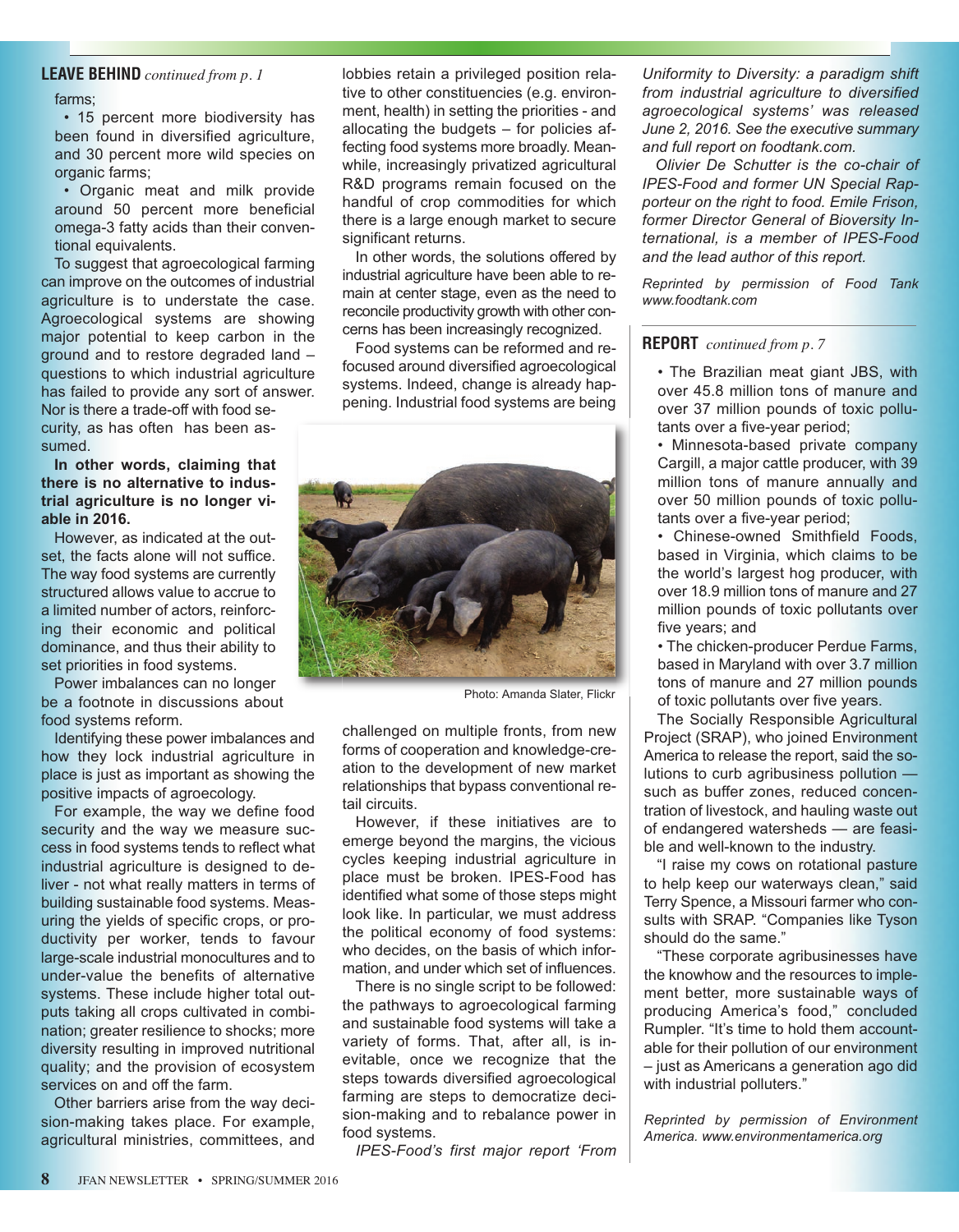**LEAVE BEHIND** *continued from p. 1*

farms;

- 15 percent more biodiversity has been found in diversified agriculture, and 30 percent more wild species on organic farms;
- Organic meat and milk provide around 50 percent more beneficial omega-3 fatty acids than their conventional equivalents.

To suggest that agroecological farming can improve on the outcomes of industrial agriculture is to understate the case. Agroecological systems are showing major potential to keep carbon in the ground and to restore degraded land – questions to which industrial agriculture has failed to provide any sort of answer. Nor is there a trade-off with food security, as has often has been assumed.

**In other words, claiming that there is no alternative to industrial agriculture is no longer viable in 2016.**

However, as indicated at the outset, the facts alone will not suffice. The way food systems are currently structured allows value to accrue to a limited number of actors, reinforcing their economic and political dominance, and thus their ability to set priorities in food systems.

Power imbalances can no longer be a footnote in discussions about food systems reform.

Identifying these power imbalances and how they lock industrial agriculture in place is just as important as showing the positive impacts of agroecology.

For example, the way we define food security and the way we measure success in food systems tends to reflect what industrial agriculture is designed to deliver - not what really matters in terms of building sustainable food systems. Measuring the yields of specific crops, or productivity per worker, tends to favour large-scale industrial monocultures and to under-value the benefits of alternative systems. These include higher total outputs taking all crops cultivated in combination; greater resilience to shocks; more diversity resulting in improved nutritional quality; and the provision of ecosystem services on and off the farm.

Other barriers arise from the way decision-making takes place. For example, agricultural ministries, committees, and lobbies retain a privileged position relative to other constituencies (e.g. environment, health) in setting the priorities - and allocating the budgets – for policies affecting food systems more broadly. Meanwhile, increasingly privatized agricultural R&D programs remain focused on the handful of crop commodities for which there is a large enough market to secure significant returns.

In other words, the solutions offered by industrial agriculture have been able to remain at center stage, even as the need to reconcile productivity growth with other concerns has been increasingly recognized.

Food systems can be reformed and refocused around diversified agroecological systems. Indeed, change is already happening. Industrial food systems are being challenged on multiple fronts, from new forms of cooperation and knowledge-creation to the development of new market relationships that bypass conventional retail circuits.

Photo: Amanda Slater, Flickr

However, if these initiatives are to emerge beyond the margins, the vicious cycles keeping industrial agriculture in place must be broken. IPES-Food has identified what some of those steps might look like. In particular, we must address the political economy of food systems: who decides, on the basis of which information, and under which set of influences.

There is no single script to be followed: the pathways to agroecological farming and sustainable food systems will take a variety of forms. That, after all, is inevitable, once we recognize that the steps towards diversified agroecological farming are steps to democratize decision-making and to rebalance power in food systems.

*IPES-Food's first major report 'From Uniformity to Diversity: a paradigm shift from industrial agriculture to diversified agroecological systems' was released June 2, 2016. See the executive summary and full report on foodtank.com.*

*Olivier De Schutter is the co-chair of IPES-Food and former UN Special Rapporteur on the right to food. Emile Frison, former Director General of Bioversity International, is a member of IPES-Food and the lead author of this report.*

*Reprinted by permission of Food Tank www.foodtank.com*

**REPORT** *continued from p. 7*

- The Brazilian meat giant JBS, with over 45.8 million tons of manure and over 37 million pounds of toxic pollutants over a five-year period;
- Minnesota-based private company Cargill, a major cattle producer, with 39 million tons of manure annually and over 50 million pounds of toxic pollutants over a five-year period;
- Chinese-owned Smithfield Foods, based in Virginia, which claims to be the world's largest hog producer, with over 18.9 million tons of manure and 27 million pounds of toxic pollutants over five years; and
- The chicken-producer Perdue Farms, based in Maryland with over 3.7 million tons of manure and 27 million pounds of toxic pollutants over five years.

The Socially Responsible Agricultural Project (SRAP), who joined Environment America to release the report, said the solutions to curb agribusiness pollution — such as buffer zones, reduced concentration of livestock, and hauling waste out of endangered watersheds — are feasible and well-known to the industry.

"I raise my cows on rotational pasture to help keep our waterways clean," said Terry Spence, a Missouri farmer who consults with SRAP. "Companies like Tyson should do the same."

"These corporate agribusinesses have the knowhow and the resources to implement better, more sustainable ways of producing America's food," concluded Rumpler. "It's time to hold them accountable for their pollution of our environment – just as Americans a generation ago did with industrial polluters."

*Reprinted by permission of Environment America. www.environmentamerica.org*